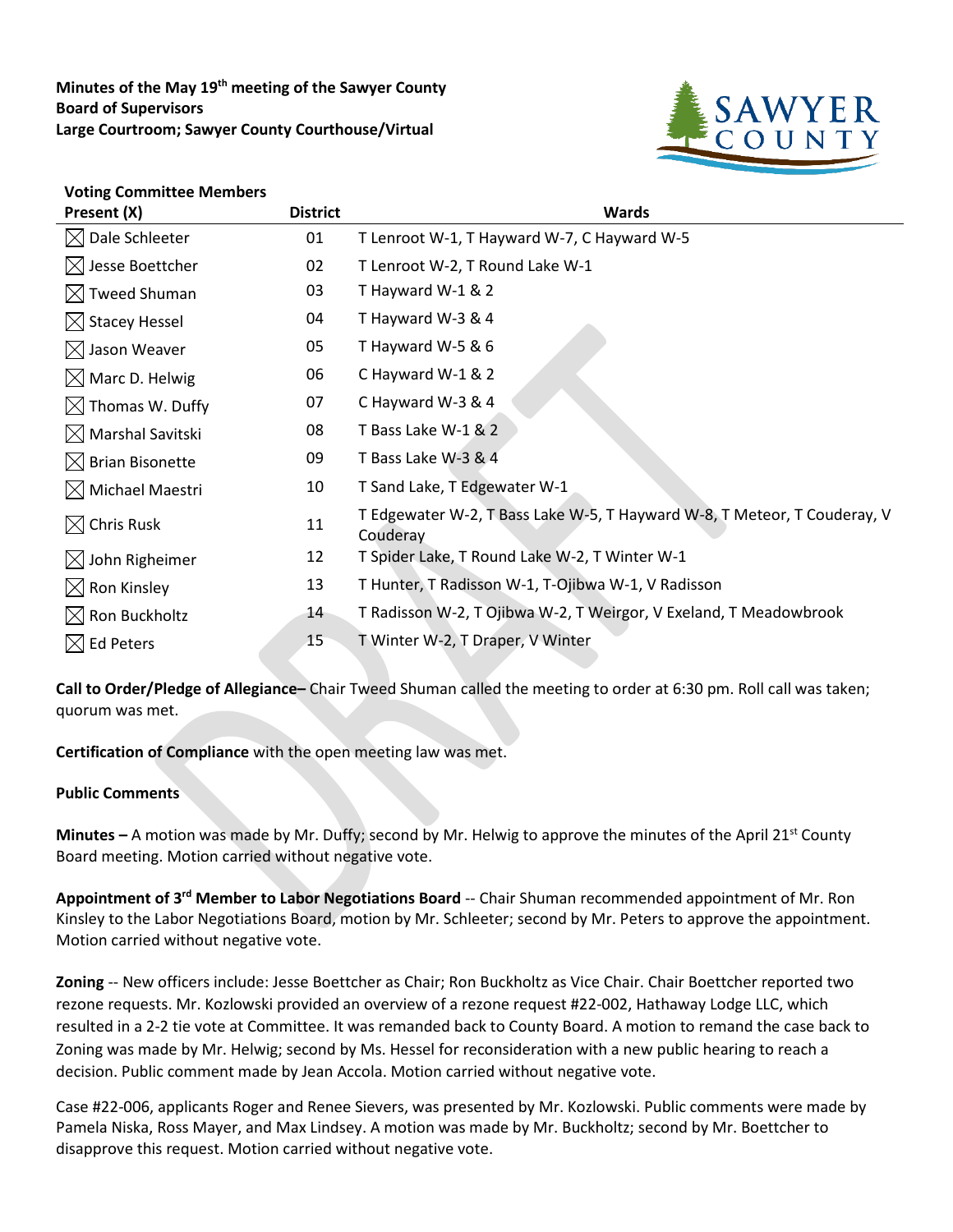**Minutes of the May 19th meeting of the Sawyer County Board of Supervisors**
**Large Courtroom; Sawyer County Courthouse/Virtual**

| Voting Committee Members Present (X) | District | Wards |
|---|---|---|
| ☒ Dale Schleeter | 01 | T Lenroot W-1, T Hayward W-7, C Hayward W-5 |
| ☒ Jesse Boettcher | 02 | T Lenroot W-2, T Round Lake W-1 |
| ☒ Tweed Shuman | 03 | T Hayward W-1 & 2 |
| ☒ Stacey Hessel | 04 | T Hayward W-3 & 4 |
| ☒ Jason Weaver | 05 | T Hayward W-5 & 6 |
| ☒ Marc D. Helwig | 06 | C Hayward W-1 & 2 |
| ☒ Thomas W. Duffy | 07 | C Hayward W-3 & 4 |
| ☒ Marshal Savitski | 08 | T Bass Lake W-1 & 2 |
| ☒ Brian Bisonette | 09 | T Bass Lake W-3 & 4 |
| ☒ Michael Maestri | 10 | T Sand Lake, T Edgewater W-1 |
| ☒ Chris Rusk | 11 | T Edgewater W-2, T Bass Lake W-5, T Hayward W-8, T Meteor, T Couderay, V Couderay |
| ☒ John Righeimer | 12 | T Spider Lake, T Round Lake W-2, T Winter W-1 |
| ☒ Ron Kinsley | 13 | T Hunter, T Radisson W-1, T-Ojibwa W-1, V Radisson |
| ☒ Ron Buckholtz | 14 | T Radisson W-2, T Ojibwa W-2, T Weirgor, V Exeland, T Meadowbrook |
| ☒ Ed Peters | 15 | T Winter W-2, T Draper, V Winter |

**Call to Order/Pledge of Allegiance–** Chair Tweed Shuman called the meeting to order at 6:30 pm. Roll call was taken; quorum was met.

**Certification of Compliance** with the open meeting law was met.

**Public Comments**

**Minutes –** A motion was made by Mr. Duffy; second by Mr. Helwig to approve the minutes of the April 21st County Board meeting. Motion carried without negative vote.

**Appointment of 3rd Member to Labor Negotiations Board** -- Chair Shuman recommended appointment of Mr. Ron Kinsley to the Labor Negotiations Board, motion by Mr. Schleeter; second by Mr. Peters to approve the appointment. Motion carried without negative vote.

**Zoning** -- New officers include: Jesse Boettcher as Chair; Ron Buckholtz as Vice Chair. Chair Boettcher reported two rezone requests. Mr. Kozlowski provided an overview of a rezone request #22-002, Hathaway Lodge LLC, which resulted in a 2-2 tie vote at Committee. It was remanded back to County Board. A motion to remand the case back to Zoning was made by Mr. Helwig; second by Ms. Hessel for reconsideration with a new public hearing to reach a decision. Public comment made by Jean Accola. Motion carried without negative vote.

Case #22-006, applicants Roger and Renee Sievers, was presented by Mr. Kozlowski. Public comments were made by Pamela Niska, Ross Mayer, and Max Lindsey. A motion was made by Mr. Buckholtz; second by Mr. Boettcher to disapprove this request. Motion carried without negative vote.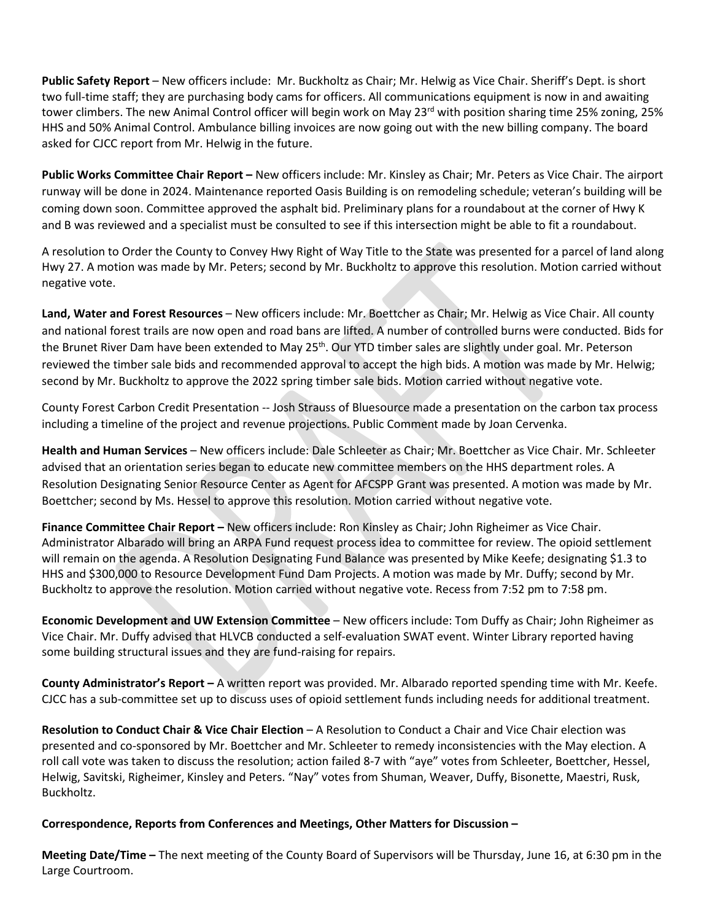**Public Safety Report** – New officers include: Mr. Buckholtz as Chair; Mr. Helwig as Vice Chair. Sheriff's Dept. is short two full-time staff; they are purchasing body cams for officers. All communications equipment is now in and awaiting tower climbers. The new Animal Control officer will begin work on May 23rd with position sharing time 25% zoning, 25% HHS and 50% Animal Control. Ambulance billing invoices are now going out with the new billing company. The board asked for CJCC report from Mr. Helwig in the future.

**Public Works Committee Chair Report –** New officers include: Mr. Kinsley as Chair; Mr. Peters as Vice Chair. The airport runway will be done in 2024. Maintenance reported Oasis Building is on remodeling schedule; veteran's building will be coming down soon. Committee approved the asphalt bid. Preliminary plans for a roundabout at the corner of Hwy K and B was reviewed and a specialist must be consulted to see if this intersection might be able to fit a roundabout.

A resolution to Order the County to Convey Hwy Right of Way Title to the State was presented for a parcel of land along Hwy 27. A motion was made by Mr. Peters; second by Mr. Buckholtz to approve this resolution. Motion carried without negative vote.

**Land, Water and Forest Resources** – New officers include: Mr. Boettcher as Chair; Mr. Helwig as Vice Chair. All county and national forest trails are now open and road bans are lifted. A number of controlled burns were conducted. Bids for the Brunet River Dam have been extended to May 25th. Our YTD timber sales are slightly under goal. Mr. Peterson reviewed the timber sale bids and recommended approval to accept the high bids. A motion was made by Mr. Helwig; second by Mr. Buckholtz to approve the 2022 spring timber sale bids. Motion carried without negative vote.

County Forest Carbon Credit Presentation -- Josh Strauss of Bluesource made a presentation on the carbon tax process including a timeline of the project and revenue projections. Public Comment made by Joan Cervenka.

**Health and Human Services** – New officers include: Dale Schleeter as Chair; Mr. Boettcher as Vice Chair. Mr. Schleeter advised that an orientation series began to educate new committee members on the HHS department roles. A Resolution Designating Senior Resource Center as Agent for AFCSPP Grant was presented. A motion was made by Mr. Boettcher; second by Ms. Hessel to approve this resolution. Motion carried without negative vote.

**Finance Committee Chair Report –** New officers include: Ron Kinsley as Chair; John Righeimer as Vice Chair. Administrator Albarado will bring an ARPA Fund request process idea to committee for review. The opioid settlement will remain on the agenda. A Resolution Designating Fund Balance was presented by Mike Keefe; designating $1.3 to HHS and $300,000 to Resource Development Fund Dam Projects. A motion was made by Mr. Duffy; second by Mr. Buckholtz to approve the resolution. Motion carried without negative vote. Recess from 7:52 pm to 7:58 pm.

**Economic Development and UW Extension Committee** – New officers include: Tom Duffy as Chair; John Righeimer as Vice Chair. Mr. Duffy advised that HLVCB conducted a self-evaluation SWAT event. Winter Library reported having some building structural issues and they are fund-raising for repairs.

**County Administrator's Report –** A written report was provided. Mr. Albarado reported spending time with Mr. Keefe. CJCC has a sub-committee set up to discuss uses of opioid settlement funds including needs for additional treatment.

**Resolution to Conduct Chair & Vice Chair Election** – A Resolution to Conduct a Chair and Vice Chair election was presented and co-sponsored by Mr. Boettcher and Mr. Schleeter to remedy inconsistencies with the May election. A roll call vote was taken to discuss the resolution; action failed 8-7 with "aye" votes from Schleeter, Boettcher, Hessel, Helwig, Savitski, Righeimer, Kinsley and Peters. "Nay" votes from Shuman, Weaver, Duffy, Bisonette, Maestri, Rusk, Buckholtz.

**Correspondence, Reports from Conferences and Meetings, Other Matters for Discussion –**

**Meeting Date/Time –** The next meeting of the County Board of Supervisors will be Thursday, June 16, at 6:30 pm in the Large Courtroom.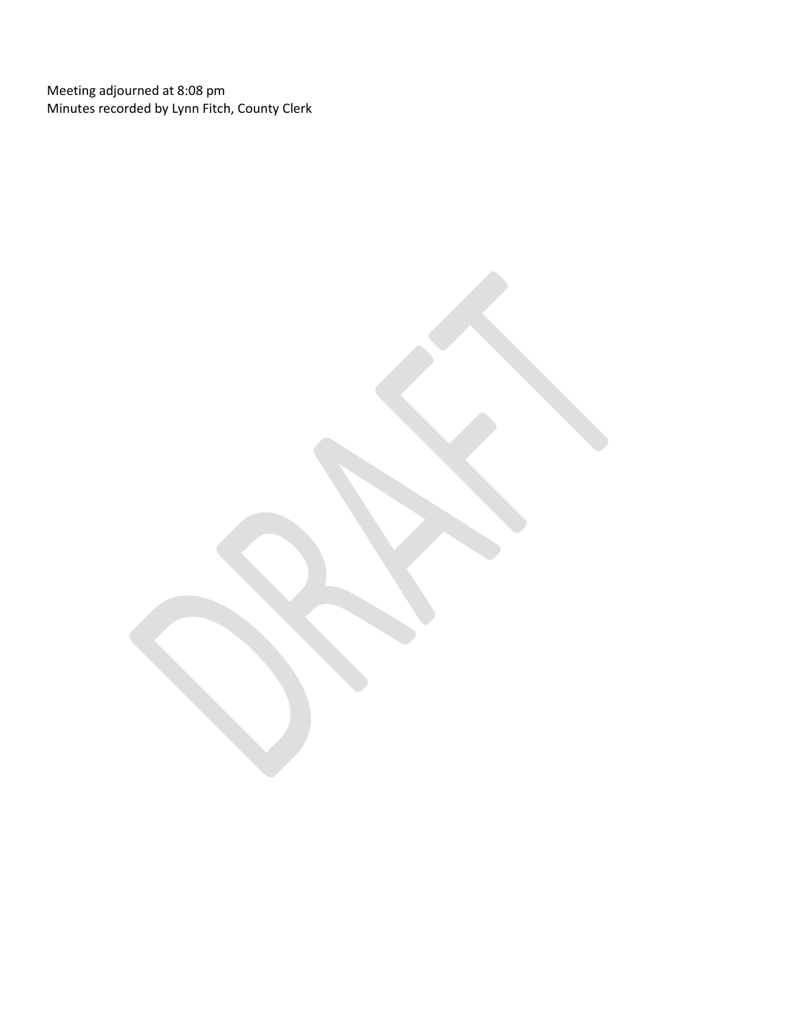Meeting adjourned at 8:08 pm
Minutes recorded by Lynn Fitch, County Clerk